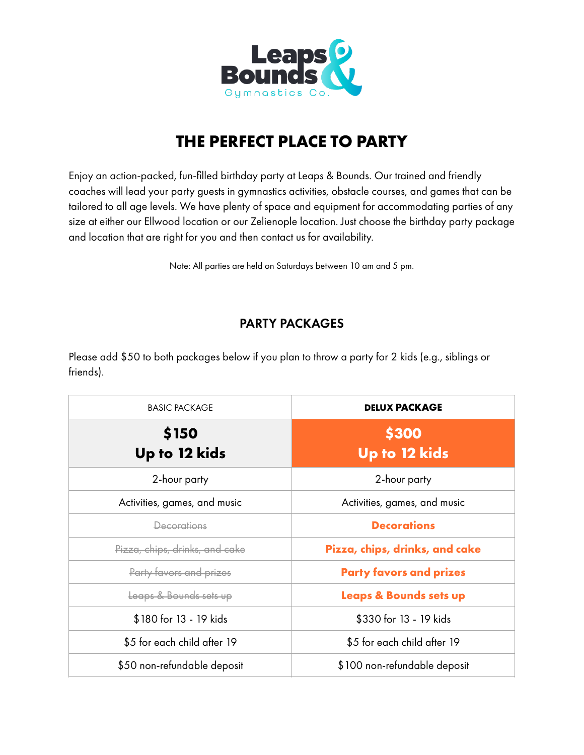Leaps & Bounds Gymnastics Co.

# THE PERFECT PLACE TO PARTY

Enjoy an action-packed, fun-filled birthday party at Leaps & Bounds. Our trained and friendly coaches will lead your party guests in gymnastics activities, obstacle courses, and games that can be tailored to all age levels. We have plenty of space and equipment for accommodating parties of any size at either our Ellwood location or our Zelienople location. Just choose the birthday party package and location that are right for you and then contact us for availability.

Note: All parties are held on Saturdays between 10 am and 5 pm.

## PARTY PACKAGES

Please add $50 to both packages below if you plan to throw a party for 2 kids (e.g., siblings or friends).

| BASIC PACKAGE | **DELUX PACKAGE** |
|---|---|
| **$150 Up to 12 kids** | **$300 Up to 12 kids** |
| 2-hour party | 2-hour party |
| Activities, games, and music | Activities, games, and music |
| ~~Decorations~~ | **Decorations** |
| ~~Pizza, chips, drinks, and cake~~ | **Pizza, chips, drinks, and cake** |
| ~~Party favors and prizes~~ | **Party favors and prizes** |
| ~~Leaps & Bounds sets up~~ | **Leaps & Bounds sets up** |
| $180 for 13 - 19 kids | $330 for 13 - 19 kids |
| $5 for each child after 19 | $5 for each child after 19 |
| $50 non-refundable deposit | $100 non-refundable deposit |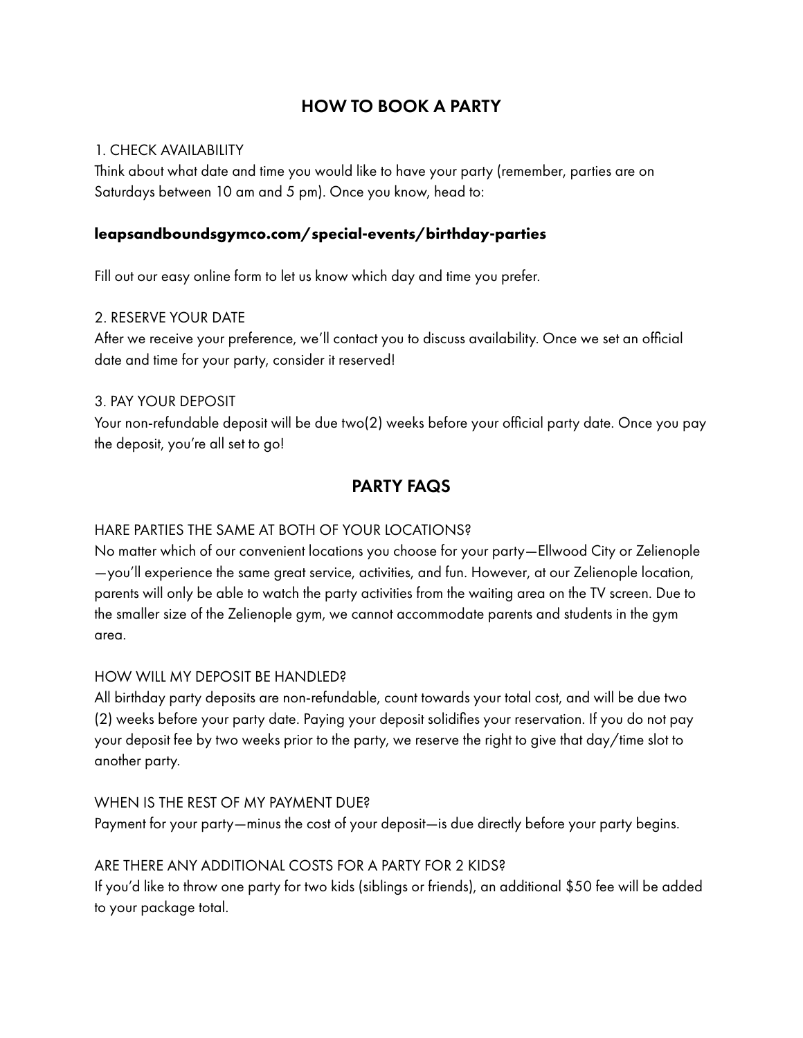## HOW TO BOOK A PARTY

1. CHECK AVAILABILITY

Think about what date and time you would like to have your party (remember, parties are on Saturdays between 10 am and 5 pm). Once you know, head to:

**leapsandboundsgymco.com/special-events/birthday-parties**

Fill out our easy online form to let us know which day and time you prefer.

2. RESERVE YOUR DATE

After we receive your preference, we'll contact you to discuss availability. Once we set an official date and time for your party, consider it reserved!

3. PAY YOUR DEPOSIT

Your non-refundable deposit will be due two(2) weeks before your official party date. Once you pay the deposit, you're all set to go!

## PARTY FAQS

HARE PARTIES THE SAME AT BOTH OF YOUR LOCATIONS?

No matter which of our convenient locations you choose for your party—Ellwood City or Zelienople—you'll experience the same great service, activities, and fun. However, at our Zelienople location, parents will only be able to watch the party activities from the waiting area on the TV screen. Due to the smaller size of the Zelienople gym, we cannot accommodate parents and students in the gym area.

HOW WILL MY DEPOSIT BE HANDLED?

All birthday party deposits are non-refundable, count towards your total cost, and will be due two (2) weeks before your party date. Paying your deposit solidifies your reservation. If you do not pay your deposit fee by two weeks prior to the party, we reserve the right to give that day/time slot to another party.

WHEN IS THE REST OF MY PAYMENT DUE?

Payment for your party—minus the cost of your deposit—is due directly before your party begins.

ARE THERE ANY ADDITIONAL COSTS FOR A PARTY FOR 2 KIDS?

If you'd like to throw one party for two kids (siblings or friends), an additional $50 fee will be added to your package total.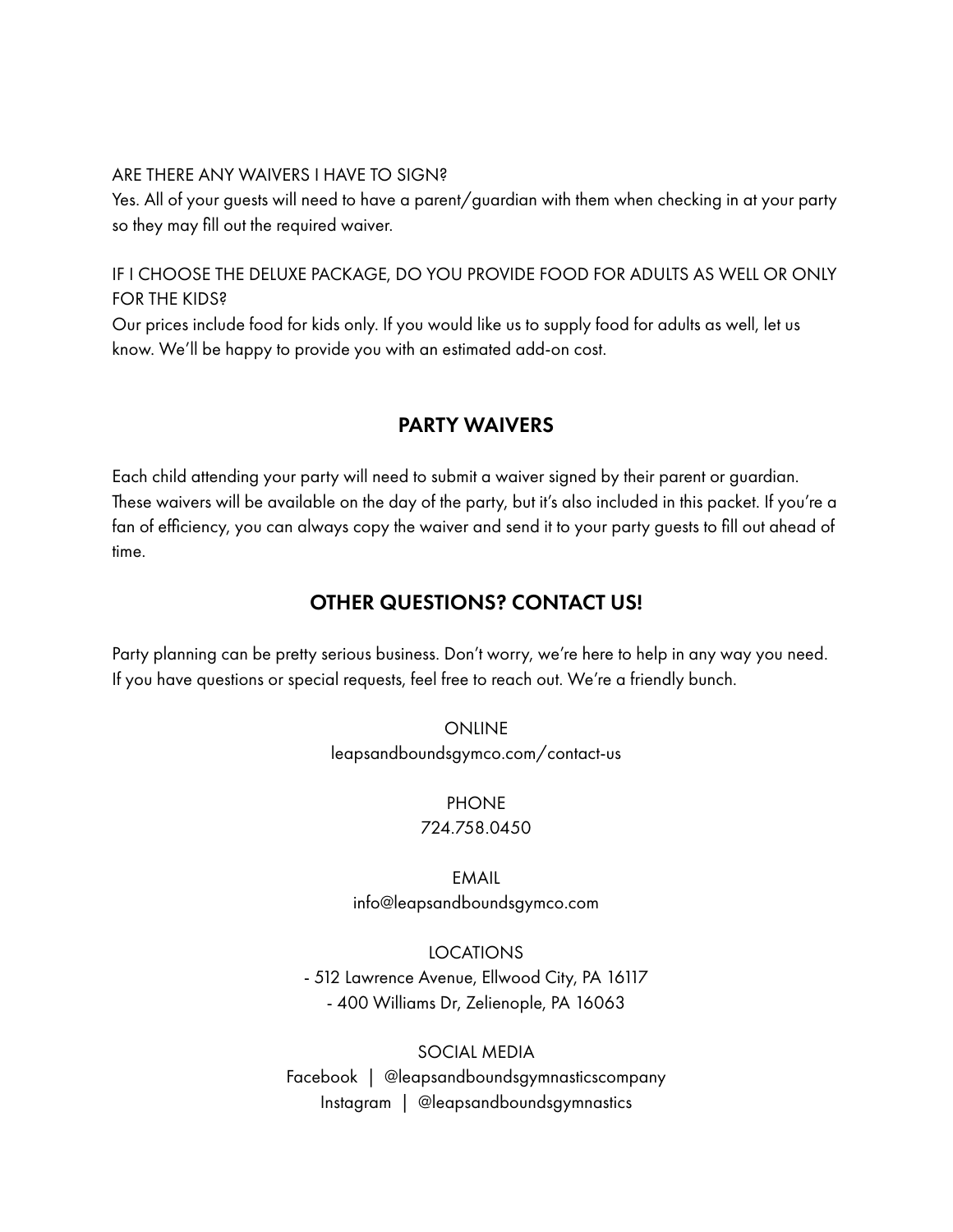ARE THERE ANY WAIVERS I HAVE TO SIGN?

Yes. All of your guests will need to have a parent/guardian with them when checking in at your party so they may fill out the required waiver.

IF I CHOOSE THE DELUXE PACKAGE, DO YOU PROVIDE FOOD FOR ADULTS AS WELL OR ONLY FOR THE KIDS?

Our prices include food for kids only. If you would like us to supply food for adults as well, let us know. We'll be happy to provide you with an estimated add-on cost.

## PARTY WAIVERS

Each child attending your party will need to submit a waiver signed by their parent or guardian. These waivers will be available on the day of the party, but it's also included in this packet. If you're a fan of efficiency, you can always copy the waiver and send it to your party guests to fill out ahead of time.

## OTHER QUESTIONS? CONTACT US!

Party planning can be pretty serious business. Don't worry, we're here to help in any way you need. If you have questions or special requests, feel free to reach out. We're a friendly bunch.

ONLINE
leapsandboundsgymco.com/contact-us

PHONE
724.758.0450

EMAIL
info@leapsandboundsgymco.com

LOCATIONS
- 512 Lawrence Avenue, Ellwood City, PA 16117
- 400 Williams Dr, Zelienople, PA 16063

SOCIAL MEDIA
Facebook | @leapsandboundsgymnasticscompany
Instagram | @leapsandboundsgymnastics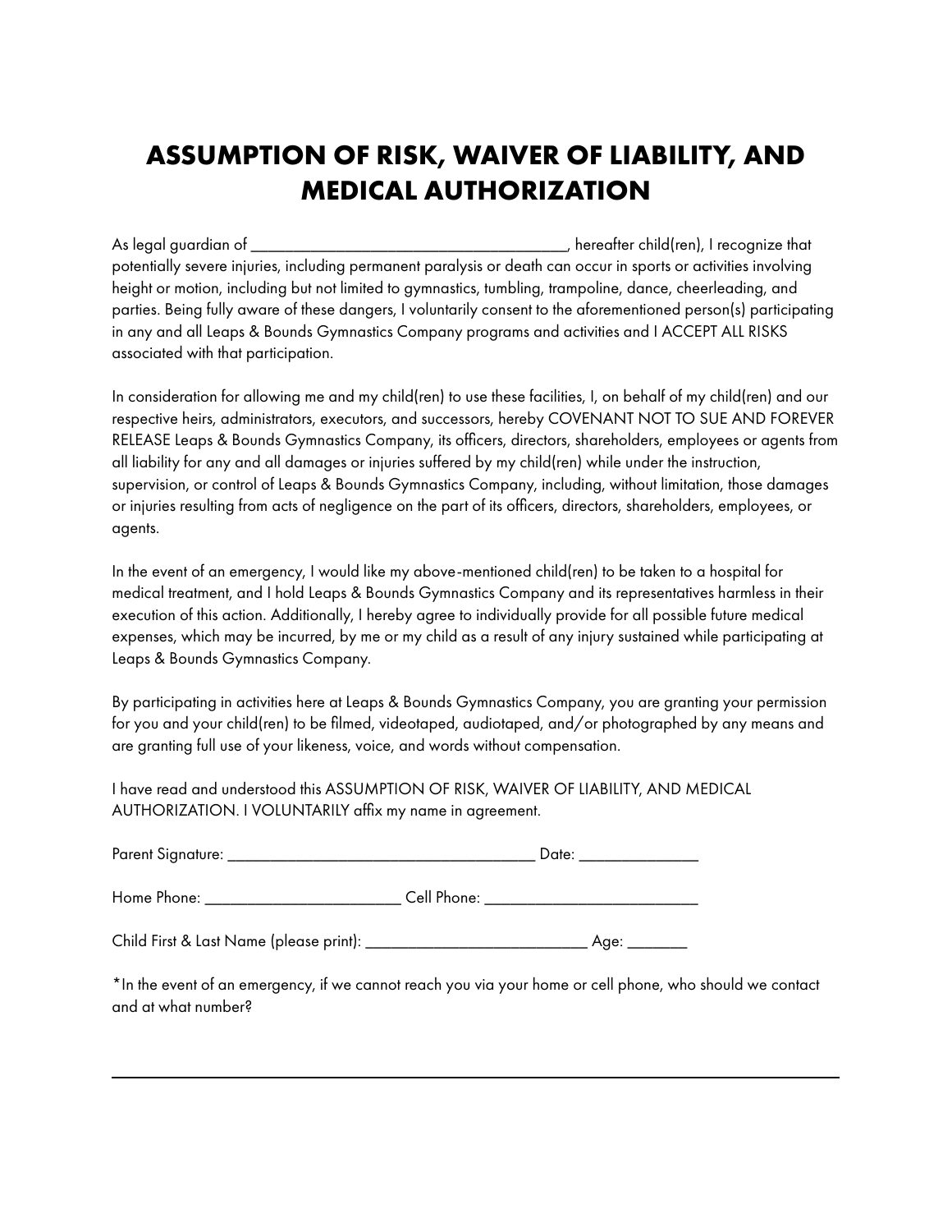# ASSUMPTION OF RISK, WAIVER OF LIABILITY, AND MEDICAL AUTHORIZATION

As legal guardian of ______________________________________, hereafter child(ren), I recognize that potentially severe injuries, including permanent paralysis or death can occur in sports or activities involving height or motion, including but not limited to gymnastics, tumbling, trampoline, dance, cheerleading, and parties. Being fully aware of these dangers, I voluntarily consent to the aforementioned person(s) participating in any and all Leaps & Bounds Gymnastics Company programs and activities and I ACCEPT ALL RISKS associated with that participation.

In consideration for allowing me and my child(ren) to use these facilities, I, on behalf of my child(ren) and our respective heirs, administrators, executors, and successors, hereby COVENANT NOT TO SUE AND FOREVER RELEASE Leaps & Bounds Gymnastics Company, its officers, directors, shareholders, employees or agents from all liability for any and all damages or injuries suffered by my child(ren) while under the instruction, supervision, or control of Leaps & Bounds Gymnastics Company, including, without limitation, those damages or injuries resulting from acts of negligence on the part of its officers, directors, shareholders, employees, or agents.

In the event of an emergency, I would like my above-mentioned child(ren) to be taken to a hospital for medical treatment, and I hold Leaps & Bounds Gymnastics Company and its representatives harmless in their execution of this action. Additionally, I hereby agree to individually provide for all possible future medical expenses, which may be incurred, by me or my child as a result of any injury sustained while participating at Leaps & Bounds Gymnastics Company.

By participating in activities here at Leaps & Bounds Gymnastics Company, you are granting your permission for you and your child(ren) to be filmed, videotaped, audiotaped, and/or photographed by any means and are granting full use of your likeness, voice, and words without compensation.

I have read and understood this ASSUMPTION OF RISK, WAIVER OF LIABILITY, AND MEDICAL AUTHORIZATION. I VOLUNTARILY affix my name in agreement.

Parent Signature: ______________________________________ Date: _______________

Home Phone: _________________________ Cell Phone: ___________________________

Child First & Last Name (please print): ____________________________ Age: ________

*In the event of an emergency, if we cannot reach you via your home or cell phone, who should we contact and at what number?

______________________________________________________________________________